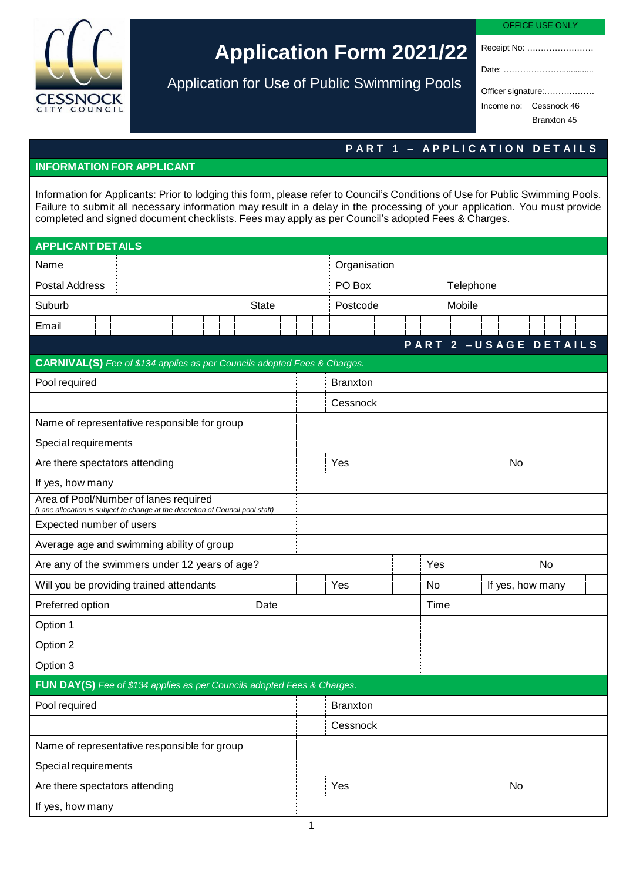CESSNOCK CITY COUNCIL

# Application Form 2021/22

Application for Use of Public Swimming Pools

| OFFICE USE ONLY |
|---|
| Receipt No: …………………… |
| Date: ……………………........... |
| Officer signature:……………… |
| Income no: Cessnock 46 |
| Branxton 45 |

## PART 1 – APPLICATION DETAILS

### INFORMATION FOR APPLICANT

Information for Applicants: Prior to lodging this form, please refer to Council's Conditions of Use for Public Swimming Pools. Failure to submit all necessary information may result in a delay in the processing of your application. You must provide completed and signed document checklists. Fees may apply as per Council's adopted Fees & Charges.

### APPLICANT DETAILS

| Name | | | Organisation | |
|---|---|---|---|---|
| Postal Address | | | PO Box | Telephone |
| Suburb | | State | Postcode | Mobile |
| Email | | | | |

## PART 2 – USAGE DETAILS

### CARNIVAL(S) *Fee of $134 applies as per Councils adopted Fees & Charges.*

| | | | | | |
|---|---|---|---|---|---|
| Pool required | | Branxton | | | |
| | | Cessnock | | | |
| Name of representative responsible for group | | | | | |
| Special requirements | | | | | |
| Are there spectators attending | | Yes | | No | |
| If yes, how many | | | | | |
| Area of Pool/Number of lanes required *(Lane allocation is subject to change at the discretion of Council pool staff)* | | | | | |
| Expected number of users | | | | | |
| Average age and swimming ability of group | | | | | |
| Are any of the swimmers under 12 years of age? | | Yes | | No | |
| Will you be providing trained attendants | | Yes | | No | If yes, how many |

| Preferred option | Date | Time |
|---|---|---|
| Option 1 | | |
| Option 2 | | |
| Option 3 | | |

### FUN DAY(S) *Fee of $134 applies as per Councils adopted Fees & Charges.*

| | | | | |
|---|---|---|---|---|
| Pool required | | Branxton | | |
| | | Cessnock | | |
| Name of representative responsible for group | | | | |
| Special requirements | | | | |
| Are there spectators attending | | Yes | | No |
| If yes, how many | | | | |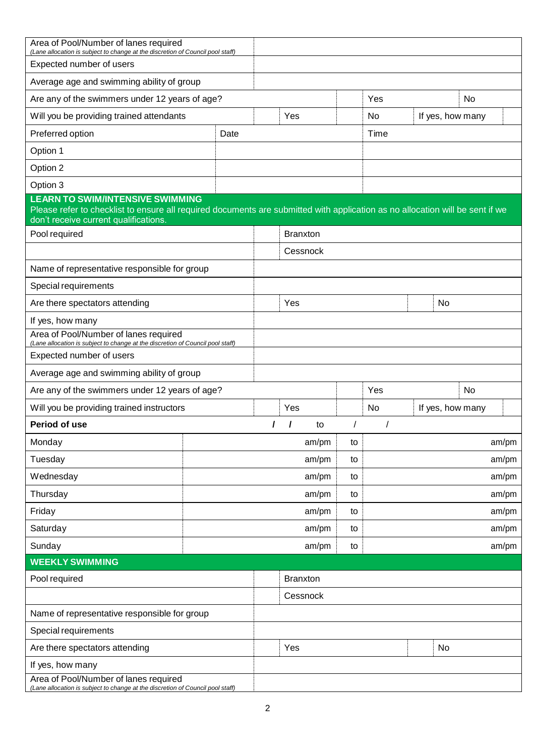| | | | | | | |
|---|---|---|---|---|---|---|
| Area of Pool/Number of lanes required *(Lane allocation is subject to change at the discretion of Council pool staff)* | | | | | | |
| Expected number of users | | | | | | |
| Average age and swimming ability of group | | | | | | |
| Are any of the swimmers under 12 years of age? | | | Yes | | No | |
| Will you be providing trained attendants | | Yes | | No | If yes, how many | |
| Preferred option | Date | | | Time | | |
| Option 1 | | | | | | |
| Option 2 | | | | | | |
| Option 3 | | | | | | |

## LEARN TO SWIM/INTENSIVE SWIMMING

Please refer to checklist to ensure all required documents are submitted with application as no allocation will be sent if we don't receive current qualifications.

| | | | | | | |
|---|---|---|---|---|---|---|
| Pool required | | Branxton | | | | |
| | | Cessnock | | | | |
| Name of representative responsible for group | | | | | | |
| Special requirements | | | | | | |
| Are there spectators attending | | Yes | | | No | |
| If yes, how many | | | | | | |
| Area of Pool/Number of lanes required *(Lane allocation is subject to change at the discretion of Council pool staff)* | | | | | | |
| Expected number of users | | | | | | |
| Average age and swimming ability of group | | | | | | |
| Are any of the swimmers under 12 years of age? | | | Yes | | No | |
| Will you be providing trained instructors | | Yes | | No | If yes, how many | |
| **Period of use** | | / / to | / / | | | |

| | | | | |
|---|---|---|---|---|
| Monday | am/pm | to | | am/pm |
| Tuesday | am/pm | to | | am/pm |
| Wednesday | am/pm | to | | am/pm |
| Thursday | am/pm | to | | am/pm |
| Friday | am/pm | to | | am/pm |
| Saturday | am/pm | to | | am/pm |
| Sunday | am/pm | to | | am/pm |

## WEEKLY SWIMMING

| | | | | |
|---|---|---|---|---|
| Pool required | | Branxton | | |
| | | Cessnock | | |
| Name of representative responsible for group | | | | |
| Special requirements | | | | |
| Are there spectators attending | | Yes | | No |
| If yes, how many | | | | |
| Area of Pool/Number of lanes required *(Lane allocation is subject to change at the discretion of Council pool staff)* | | | | |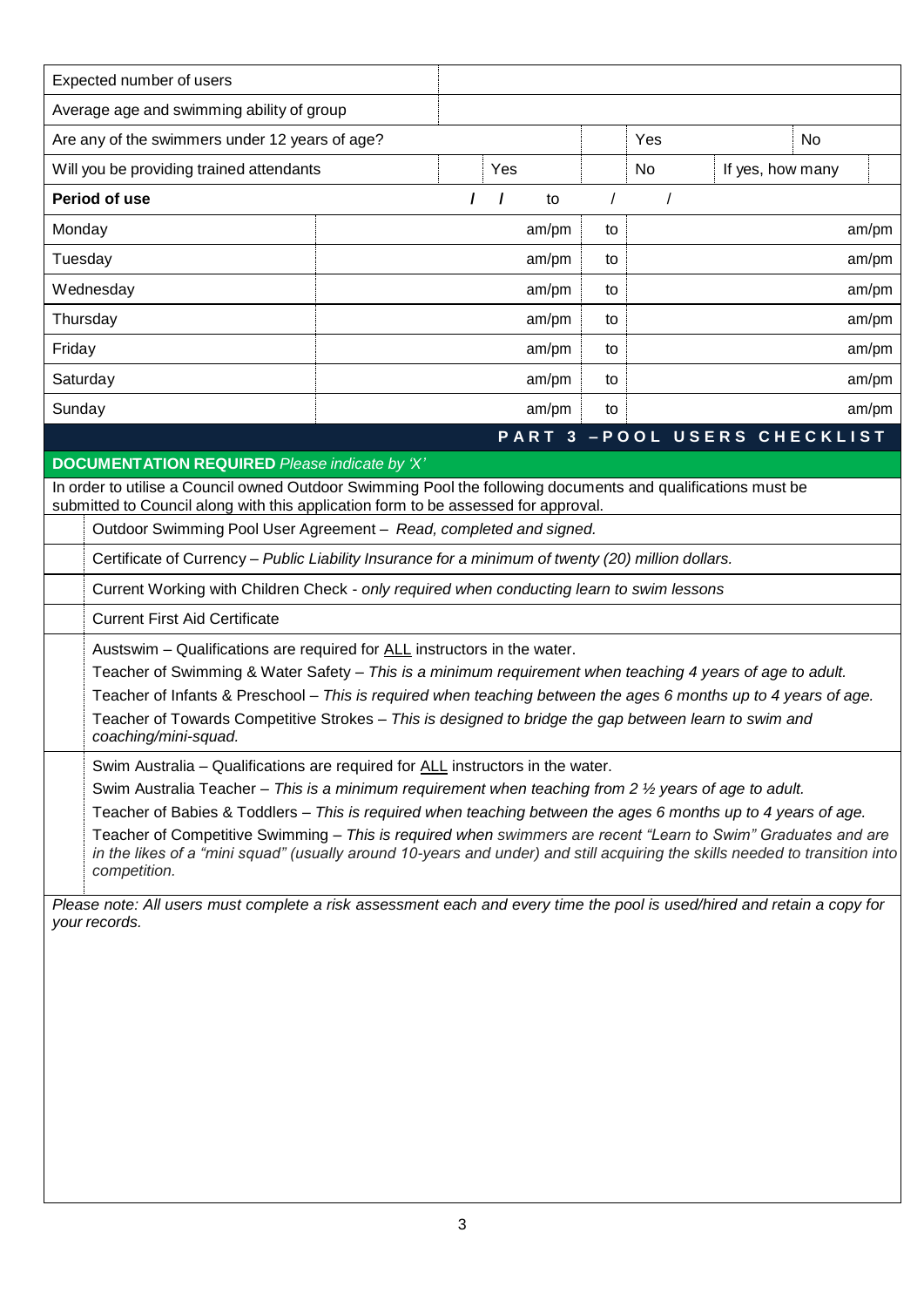| Expected number of users | | | | | |
|---|---|---|---|---|---|
| Average age and swimming ability of group | | | | | |
| Are any of the swimmers under 12 years of age? | | | Yes | | No |
| Will you be providing trained attendants | Yes | | No | If yes, how many | |

| **Period of use** | / / | to | / / |
|---|---|---|---|
| Monday | am/pm | to | am/pm |
| Tuesday | am/pm | to | am/pm |
| Wednesday | am/pm | to | am/pm |
| Thursday | am/pm | to | am/pm |
| Friday | am/pm | to | am/pm |
| Saturday | am/pm | to | am/pm |
| Sunday | am/pm | to | am/pm |

## PART 3 – POOL USERS CHECKLIST

**DOCUMENTATION REQUIRED** *Please indicate by 'X'*

In order to utilise a Council owned Outdoor Swimming Pool the following documents and qualifications must be submitted to Council along with this application form to be assessed for approval.

| | |
|---|---|
| | Outdoor Swimming Pool User Agreement – *Read, completed and signed.* |
| | Certificate of Currency – *Public Liability Insurance for a minimum of twenty (20) million dollars.* |
| | Current Working with Children Check - *only required when conducting learn to swim lessons* |
| | Current First Aid Certificate |
| | Austswim – Qualifications are required for ALL instructors in the water.<br>Teacher of Swimming & Water Safety – *This is a minimum requirement when teaching 4 years of age to adult.*<br>Teacher of Infants & Preschool – *This is required when teaching between the ages 6 months up to 4 years of age.*<br>Teacher of Towards Competitive Strokes – *This is designed to bridge the gap between learn to swim and coaching/mini-squad.* |
| | Swim Australia – Qualifications are required for ALL instructors in the water.<br>Swim Australia Teacher – *This is a minimum requirement when teaching from 2 ½ years of age to adult.*<br>Teacher of Babies & Toddlers – *This is required when teaching between the ages 6 months up to 4 years of age.*<br>Teacher of Competitive Swimming – *This is required when swimmers are recent "Learn to Swim" Graduates and are in the likes of a "mini squad" (usually around 10-years and under) and still acquiring the skills needed to transition into competition.* |

*Please note: All users must complete a risk assessment each and every time the pool is used/hired and retain a copy for your records.*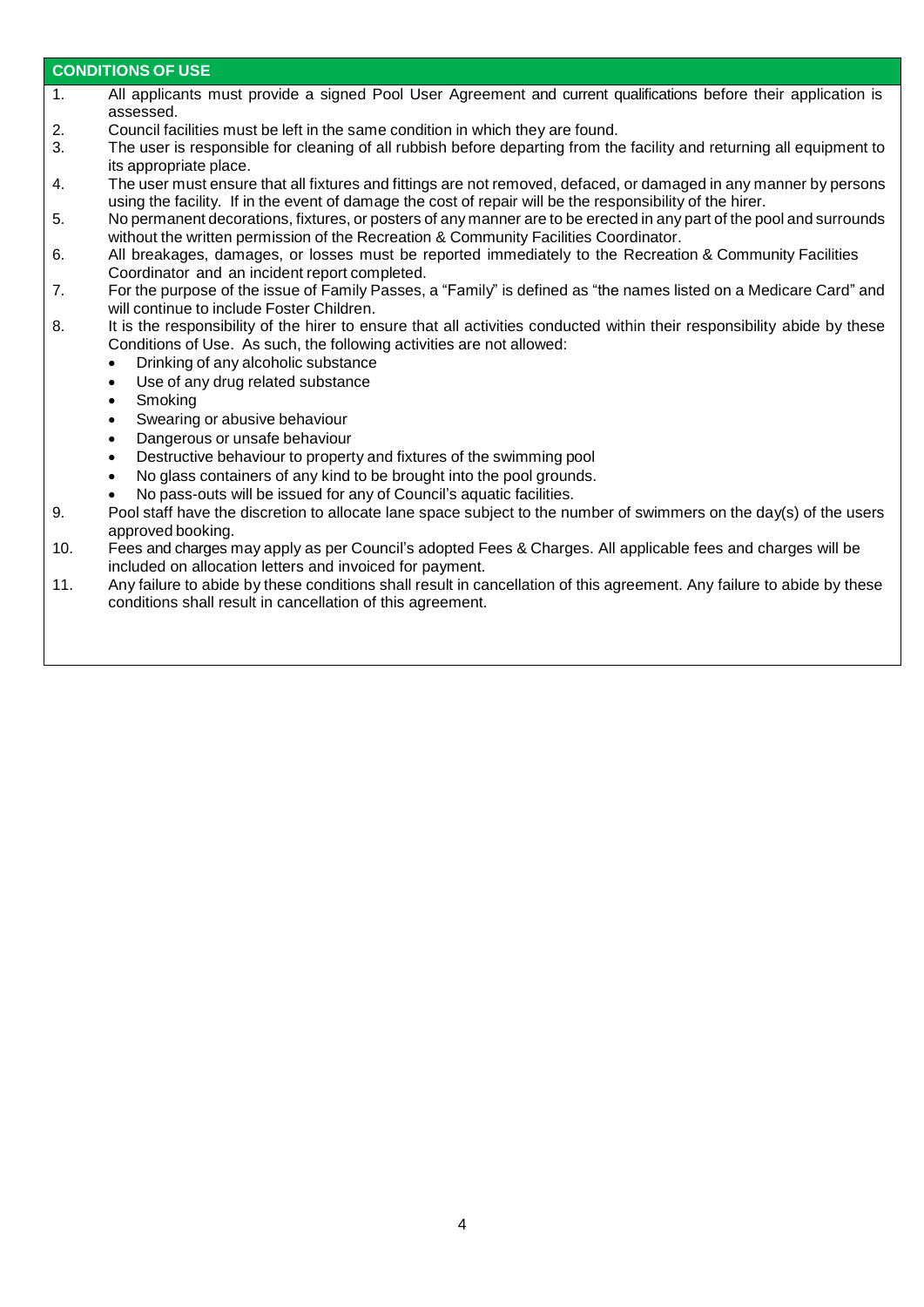## CONDITIONS OF USE

1. All applicants must provide a signed Pool User Agreement and current qualifications before their application is assessed.
2. Council facilities must be left in the same condition in which they are found.
3. The user is responsible for cleaning of all rubbish before departing from the facility and returning all equipment to its appropriate place.
4. The user must ensure that all fixtures and fittings are not removed, defaced, or damaged in any manner by persons using the facility. If in the event of damage the cost of repair will be the responsibility of the hirer.
5. No permanent decorations, fixtures, or posters of any manner are to be erected in any part of the pool and surrounds without the written permission of the Recreation & Community Facilities Coordinator.
6. All breakages, damages, or losses must be reported immediately to the Recreation & Community Facilities Coordinator and an incident report completed.
7. For the purpose of the issue of Family Passes, a "Family" is defined as "the names listed on a Medicare Card" and will continue to include Foster Children.
8. It is the responsibility of the hirer to ensure that all activities conducted within their responsibility abide by these Conditions of Use. As such, the following activities are not allowed:
   - Drinking of any alcoholic substance
   - Use of any drug related substance
   - Smoking
   - Swearing or abusive behaviour
   - Dangerous or unsafe behaviour
   - Destructive behaviour to property and fixtures of the swimming pool
   - No glass containers of any kind to be brought into the pool grounds.
   - No pass-outs will be issued for any of Council's aquatic facilities.
9. Pool staff have the discretion to allocate lane space subject to the number of swimmers on the day(s) of the users approved booking.
10. Fees and charges may apply as per Council's adopted Fees & Charges. All applicable fees and charges will be included on allocation letters and invoiced for payment.
11. Any failure to abide by these conditions shall result in cancellation of this agreement. Any failure to abide by these conditions shall result in cancellation of this agreement.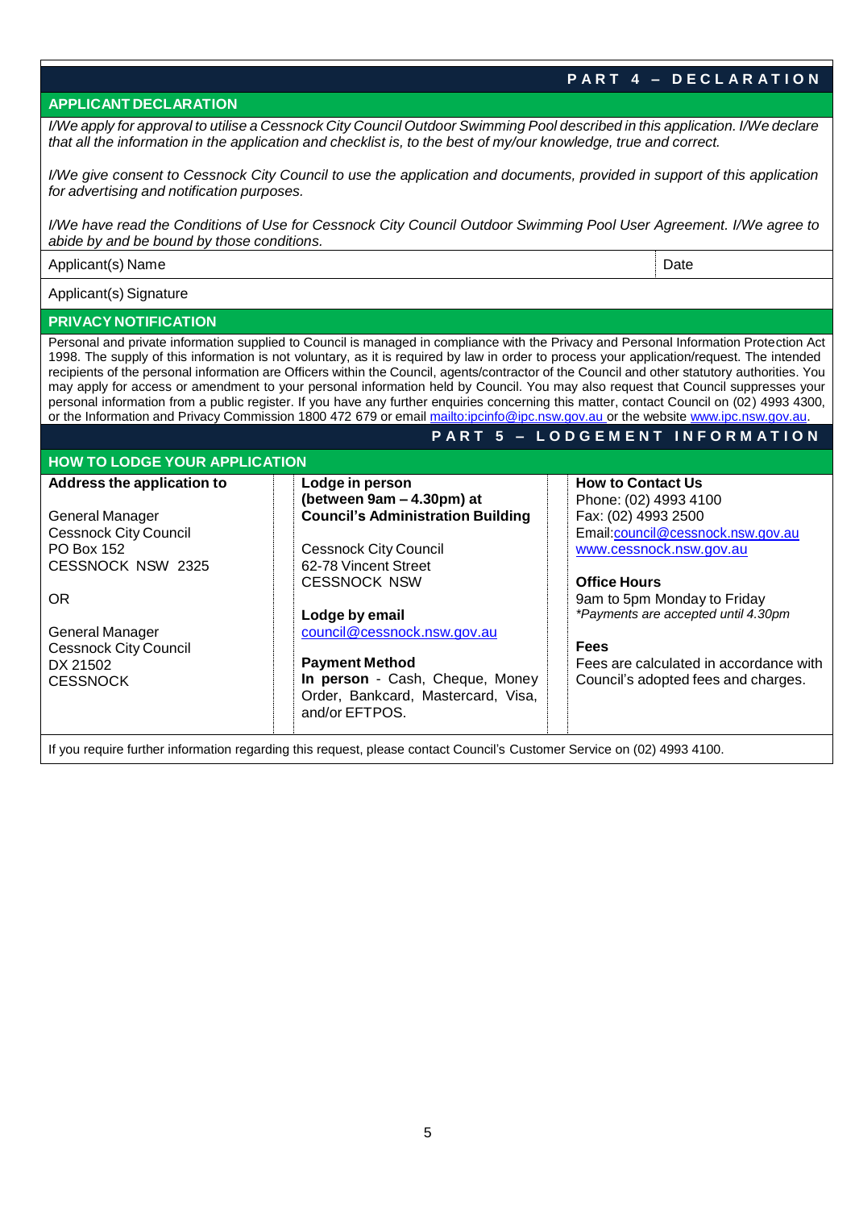## PART 4 – DECLARATION

### APPLICANT DECLARATION

*I/We apply for approval to utilise a Cessnock City Council Outdoor Swimming Pool described in this application. I/We declare that all the information in the application and checklist is, to the best of my/our knowledge, true and correct.*

*I/We give consent to Cessnock City Council to use the application and documents, provided in support of this application for advertising and notification purposes.*

*I/We have read the Conditions of Use for Cessnock City Council Outdoor Swimming Pool User Agreement. I/We agree to abide by and be bound by those conditions.*

| | |
|---|---|
| Applicant(s) Name | Date |
| Applicant(s) Signature | |

### PRIVACY NOTIFICATION

Personal and private information supplied to Council is managed in compliance with the Privacy and Personal Information Protection Act 1998. The supply of this information is not voluntary, as it is required by law in order to process your application/request. The intended recipients of the personal information are Officers within the Council, agents/contractor of the Council and other statutory authorities. You may apply for access or amendment to your personal information held by Council. You may also request that Council suppresses your personal information from a public register. If you have any further enquiries concerning this matter, contact Council on (02) 4993 4300, or the Information and Privacy Commission 1800 472 679 or email mailto:ipcinfo@ipc.nsw.gov.au or the website www.ipc.nsw.gov.au.

## PART 5 – LODGEMENT INFORMATION

### HOW TO LODGE YOUR APPLICATION

**Address the application to**

General Manager
Cessnock City Council
PO Box 152
CESSNOCK NSW 2325

OR

General Manager
Cessnock City Council
DX 21502
CESSNOCK

**Lodge in person (between 9am – 4.30pm) at Council's Administration Building**

Cessnock City Council
62-78 Vincent Street
CESSNOCK NSW

**Lodge by email**
council@cessnock.nsw.gov.au

**Payment Method**
**In person** - Cash, Cheque, Money Order, Bankcard, Mastercard, Visa, and/or EFTPOS.

**How to Contact Us**
Phone: (02) 4993 4100
Fax: (02) 4993 2500
Email:council@cessnock.nsw.gov.au
www.cessnock.nsw.gov.au

**Office Hours**
9am to 5pm Monday to Friday
*\*Payments are accepted until 4.30pm*

**Fees**
Fees are calculated in accordance with Council's adopted fees and charges.

If you require further information regarding this request, please contact Council's Customer Service on (02) 4993 4100.